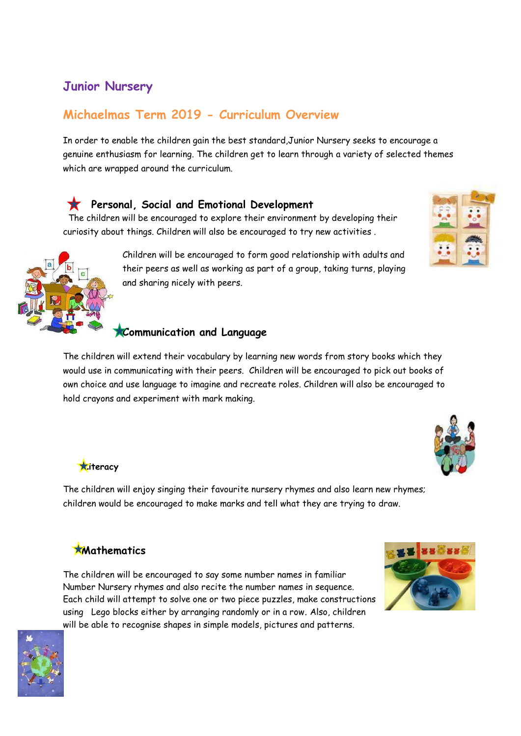# Junior Nursery

## Michaelmas Term 2019 - Curriculum Overview

In order to enable the children gain the best standard,Junior Nursery seeks to encourage a genuine enthusiasm for learning. The children get to learn through a variety of selected themes which are wrapped around the curriculum.

### Personal, Social and Emotional Development

The children will be encouraged to explore their environment by developing their curiosity about things. Children will also be encouraged to try new activities .

Children will be encouraged to form good relationship with adults and their peers as well as working as part of a group, taking turns, playing and sharing nicely with peers.

### Communication and Language

The children will extend their vocabulary by learning new words from story books which they would use in communicating with their peers. Children will be encouraged to pick out books of own choice and use language to imagine and recreate roles. Children will also be encouraged to hold crayons and experiment with mark making.

### Literacy

The children will enjoy singing their favourite nursery rhymes and also learn new rhymes; children would be encouraged to make marks and tell what they are trying to draw.

### Mathematics

The children will be encouraged to say some number names in familiar Number Nursery rhymes and also recite the number names in sequence. Each child will attempt to solve one or two piece puzzles, make constructions using Lego blocks either by arranging randomly or in a row. Also, children will be able to recognise shapes in simple models, pictures and patterns.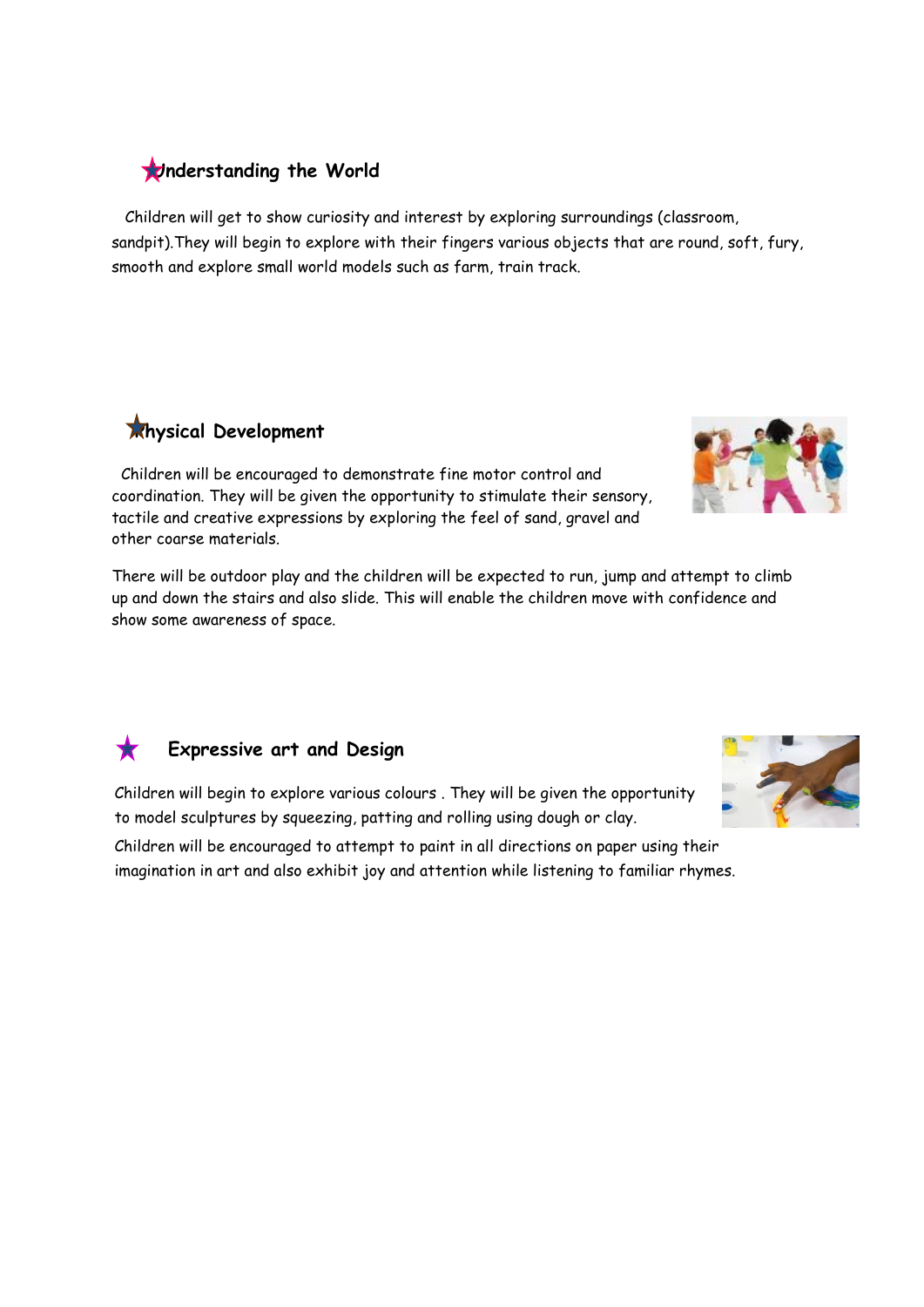## Understanding the World

Children will get to show curiosity and interest by exploring surroundings (classroom, sandpit).They will begin to explore with their fingers various objects that are round, soft, fury, smooth and explore small world models such as farm, train track.

## Physical Development

Children will be encouraged to demonstrate fine motor control and coordination. They will be given the opportunity to stimulate their sensory, tactile and creative expressions by exploring the feel of sand, gravel and other coarse materials.

There will be outdoor play and the children will be expected to run, jump and attempt to climb up and down the stairs and also slide. This will enable the children move with confidence and show some awareness of space.

## Expressive art and Design

Children will begin to explore various colours . They will be given the opportunity to model sculptures by squeezing, patting and rolling using dough or clay.

Children will be encouraged to attempt to paint in all directions on paper using their imagination in art and also exhibit joy and attention while listening to familiar rhymes.